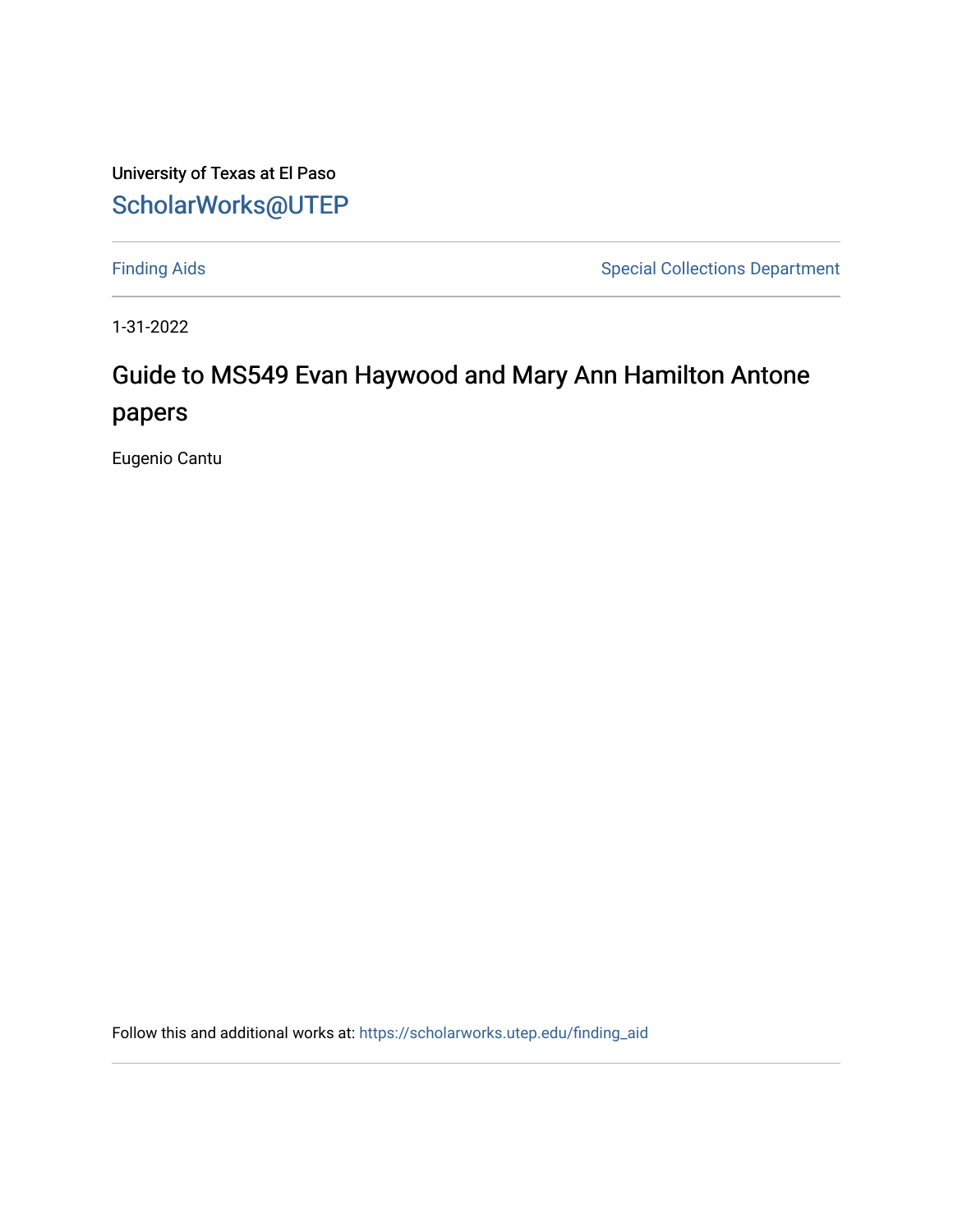University of Texas at El Paso

ScholarWorks@UTEP

Finding Aids | Special Collections Department

1-31-2022

# Guide to MS549 Evan Haywood and Mary Ann Hamilton Antone papers

Eugenio Cantu

Follow this and additional works at: https://scholarworks.utep.edu/finding_aid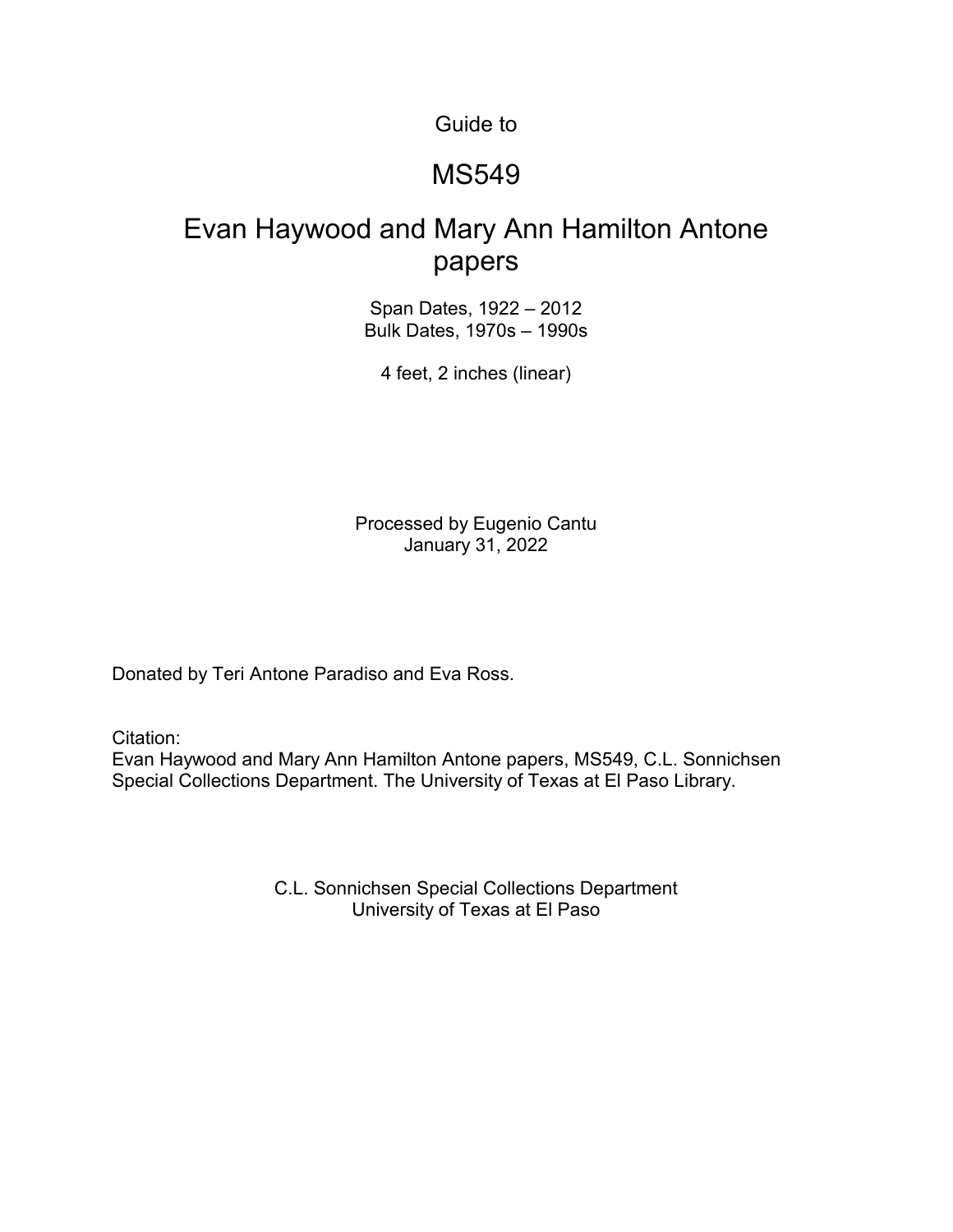Guide to

# MS549

# Evan Haywood and Mary Ann Hamilton Antone papers

Span Dates, 1922 – 2012
Bulk Dates, 1970s – 1990s

4 feet, 2 inches (linear)

Processed by Eugenio Cantu
January 31, 2022

Donated by Teri Antone Paradiso and Eva Ross.

Citation:
Evan Haywood and Mary Ann Hamilton Antone papers, MS549, C.L. Sonnichsen Special Collections Department. The University of Texas at El Paso Library.

C.L. Sonnichsen Special Collections Department
University of Texas at El Paso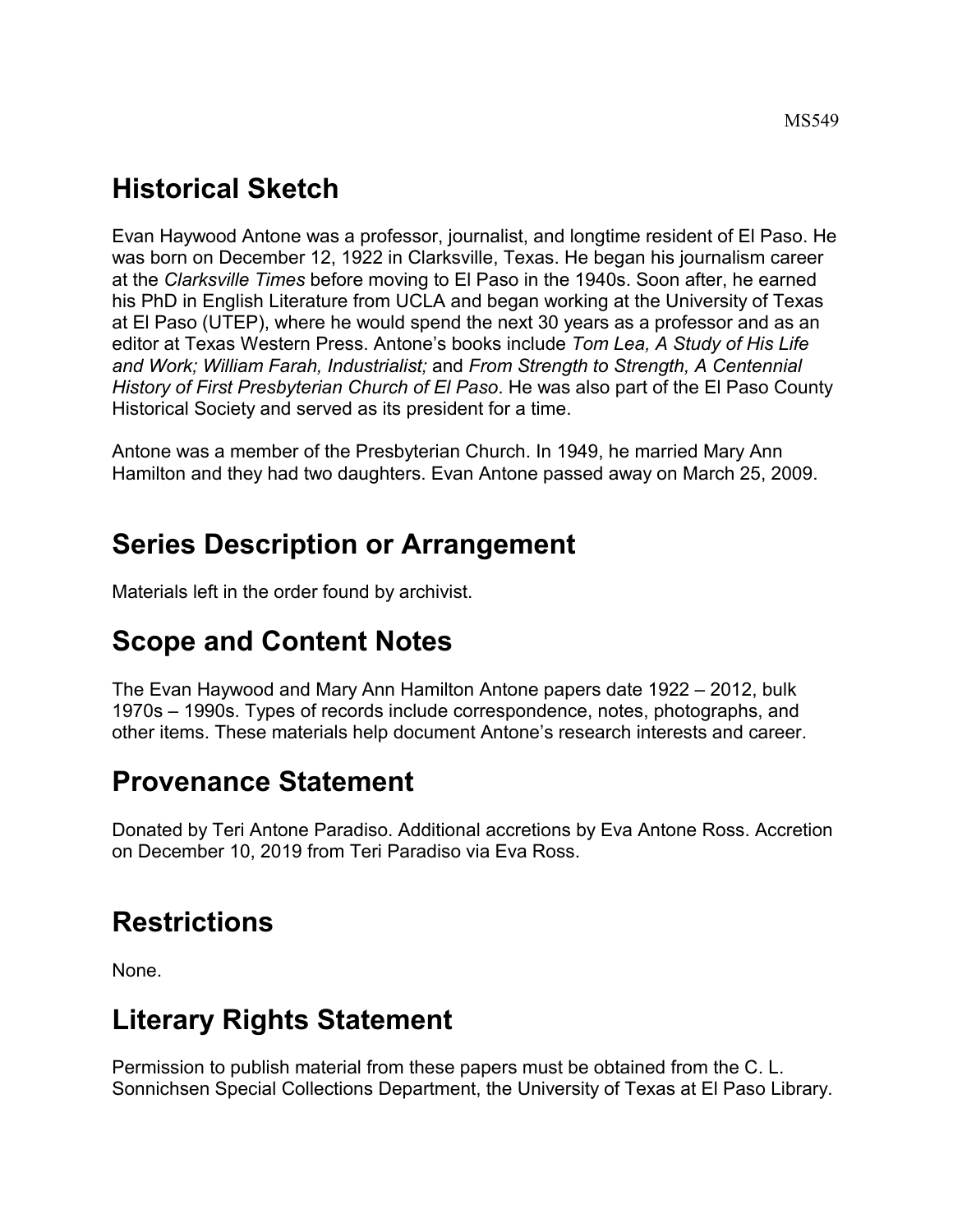## Historical Sketch

Evan Haywood Antone was a professor, journalist, and longtime resident of El Paso. He was born on December 12, 1922 in Clarksville, Texas. He began his journalism career at the *Clarksville Times* before moving to El Paso in the 1940s. Soon after, he earned his PhD in English Literature from UCLA and began working at the University of Texas at El Paso (UTEP), where he would spend the next 30 years as a professor and as an editor at Texas Western Press. Antone's books include *Tom Lea, A Study of His Life and Work; William Farah, Industrialist;* and *From Strength to Strength, A Centennial History of First Presbyterian Church of El Paso*. He was also part of the El Paso County Historical Society and served as its president for a time.

Antone was a member of the Presbyterian Church. In 1949, he married Mary Ann Hamilton and they had two daughters. Evan Antone passed away on March 25, 2009.

## Series Description or Arrangement

Materials left in the order found by archivist.

## Scope and Content Notes

The Evan Haywood and Mary Ann Hamilton Antone papers date 1922 – 2012, bulk 1970s – 1990s. Types of records include correspondence, notes, photographs, and other items. These materials help document Antone's research interests and career.

## Provenance Statement

Donated by Teri Antone Paradiso. Additional accretions by Eva Antone Ross. Accretion on December 10, 2019 from Teri Paradiso via Eva Ross.

## Restrictions

None.

## Literary Rights Statement

Permission to publish material from these papers must be obtained from the C. L. Sonnichsen Special Collections Department, the University of Texas at El Paso Library.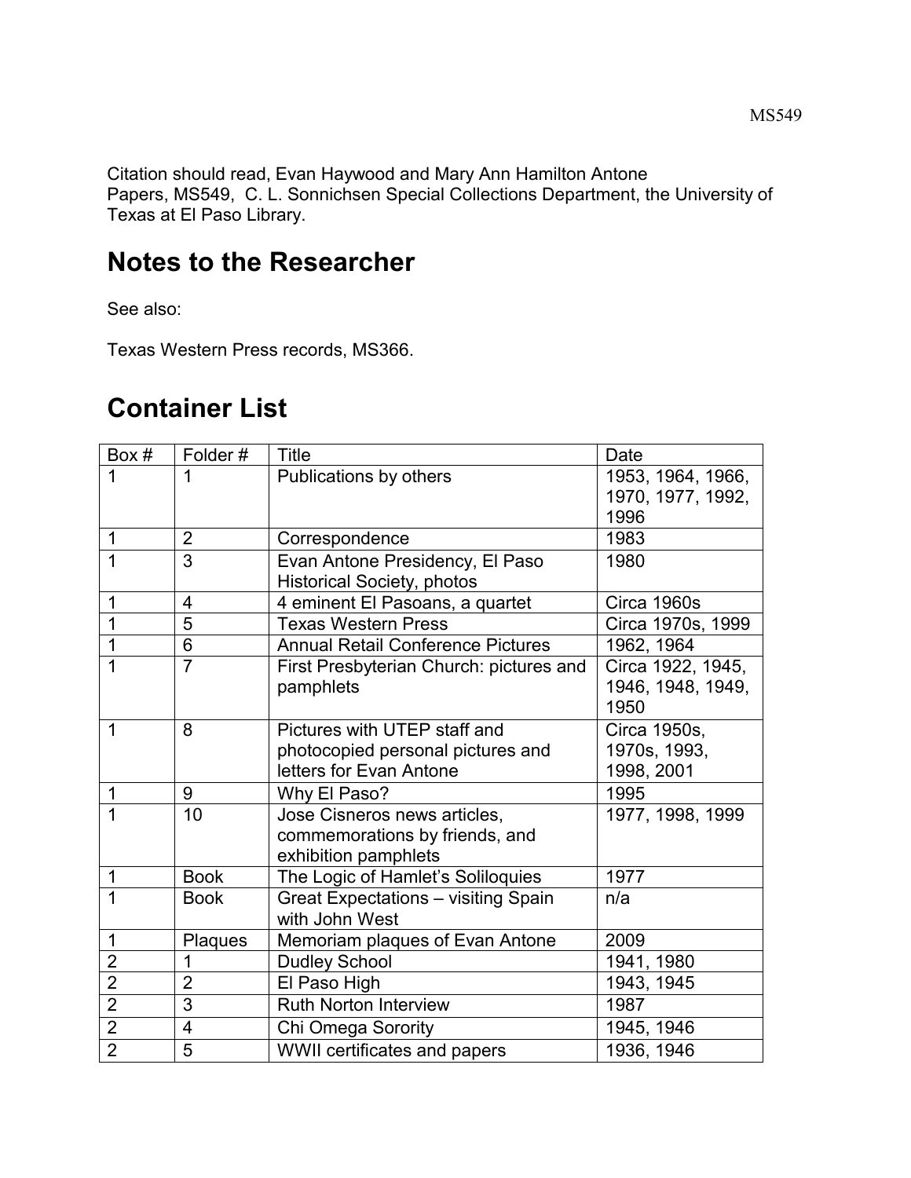Citation should read, Evan Haywood and Mary Ann Hamilton Antone Papers, MS549, C. L. Sonnichsen Special Collections Department, the University of Texas at El Paso Library.

## Notes to the Researcher

See also:

Texas Western Press records, MS366.

## Container List

| Box # | Folder # | Title | Date |
|---|---|---|---|
| 1 | 1 | Publications by others | 1953, 1964, 1966, 1970, 1977, 1992, 1996 |
| 1 | 2 | Correspondence | 1983 |
| 1 | 3 | Evan Antone Presidency, El Paso Historical Society, photos | 1980 |
| 1 | 4 | 4 eminent El Pasoans, a quartet | Circa 1960s |
| 1 | 5 | Texas Western Press | Circa 1970s, 1999 |
| 1 | 6 | Annual Retail Conference Pictures | 1962, 1964 |
| 1 | 7 | First Presbyterian Church: pictures and pamphlets | Circa 1922, 1945, 1946, 1948, 1949, 1950 |
| 1 | 8 | Pictures with UTEP staff and photocopied personal pictures and letters for Evan Antone | Circa 1950s, 1970s, 1993, 1998, 2001 |
| 1 | 9 | Why El Paso? | 1995 |
| 1 | 10 | Jose Cisneros news articles, commemorations by friends, and exhibition pamphlets | 1977, 1998, 1999 |
| 1 | Book | The Logic of Hamlet's Soliloquies | 1977 |
| 1 | Book | Great Expectations – visiting Spain with John West | n/a |
| 1 | Plaques | Memoriam plaques of Evan Antone | 2009 |
| 2 | 1 | Dudley School | 1941, 1980 |
| 2 | 2 | El Paso High | 1943, 1945 |
| 2 | 3 | Ruth Norton Interview | 1987 |
| 2 | 4 | Chi Omega Sorority | 1945, 1946 |
| 2 | 5 | WWII certificates and papers | 1936, 1946 |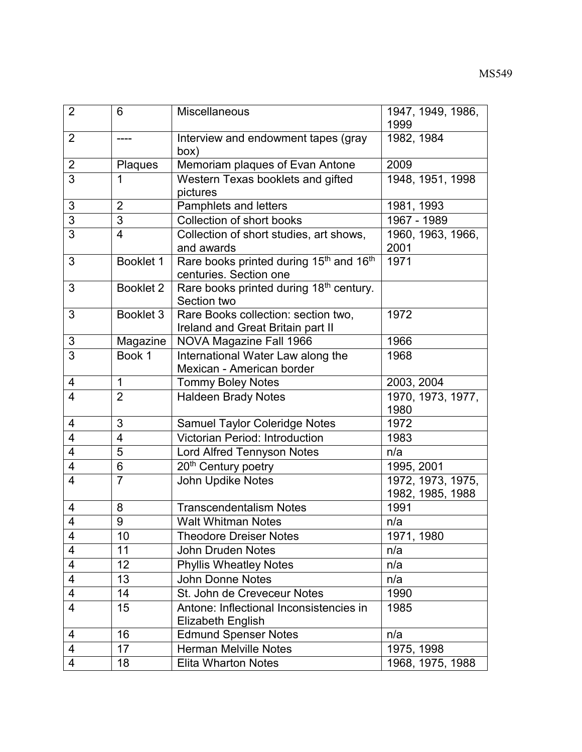| 2 | 6 | Miscellaneous | 1947, 1949, 1986, 1999 |
|---|---|---|---|
| 2 | ---- | Interview and endowment tapes (gray box) | 1982, 1984 |
| 2 | Plaques | Memoriam plaques of Evan Antone | 2009 |
| 3 | 1 | Western Texas booklets and gifted pictures | 1948, 1951, 1998 |
| 3 | 2 | Pamphlets and letters | 1981, 1993 |
| 3 | 3 | Collection of short books | 1967 - 1989 |
| 3 | 4 | Collection of short studies, art shows, and awards | 1960, 1963, 1966, 2001 |
| 3 | Booklet 1 | Rare books printed during 15th and 16th centuries. Section one | 1971 |
| 3 | Booklet 2 | Rare books printed during 18th century. Section two | |
| 3 | Booklet 3 | Rare Books collection: section two, Ireland and Great Britain part II | 1972 |
| 3 | Magazine | NOVA Magazine Fall 1966 | 1966 |
| 3 | Book 1 | International Water Law along the Mexican - American border | 1968 |
| 4 | 1 | Tommy Boley Notes | 2003, 2004 |
| 4 | 2 | Haldeen Brady Notes | 1970, 1973, 1977, 1980 |
| 4 | 3 | Samuel Taylor Coleridge Notes | 1972 |
| 4 | 4 | Victorian Period: Introduction | 1983 |
| 4 | 5 | Lord Alfred Tennyson Notes | n/a |
| 4 | 6 | 20th Century poetry | 1995, 2001 |
| 4 | 7 | John Updike Notes | 1972, 1973, 1975, 1982, 1985, 1988 |
| 4 | 8 | Transcendentalism Notes | 1991 |
| 4 | 9 | Walt Whitman Notes | n/a |
| 4 | 10 | Theodore Dreiser Notes | 1971, 1980 |
| 4 | 11 | John Druden Notes | n/a |
| 4 | 12 | Phyllis Wheatley Notes | n/a |
| 4 | 13 | John Donne Notes | n/a |
| 4 | 14 | St. John de Creveceur Notes | 1990 |
| 4 | 15 | Antone: Inflectional Inconsistencies in Elizabeth English | 1985 |
| 4 | 16 | Edmund Spenser Notes | n/a |
| 4 | 17 | Herman Melville Notes | 1975, 1998 |
| 4 | 18 | Elita Wharton Notes | 1968, 1975, 1988 |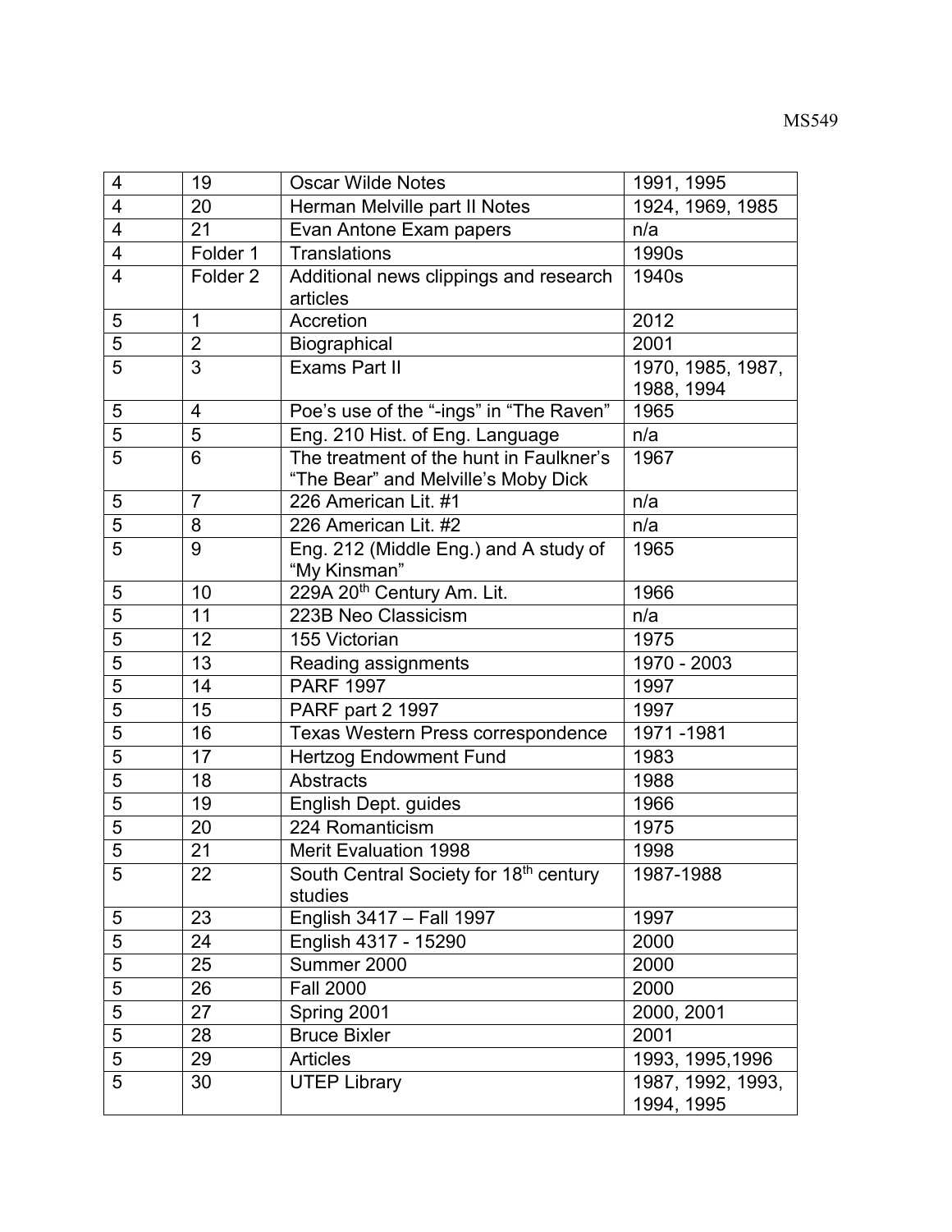| | | | |
|---|---|---|---|
| 4 | 19 | Oscar Wilde Notes | 1991, 1995 |
| 4 | 20 | Herman Melville part II Notes | 1924, 1969, 1985 |
| 4 | 21 | Evan Antone Exam papers | n/a |
| 4 | Folder 1 | Translations | 1990s |
| 4 | Folder 2 | Additional news clippings and research articles | 1940s |
| 5 | 1 | Accretion | 2012 |
| 5 | 2 | Biographical | 2001 |
| 5 | 3 | Exams Part II | 1970, 1985, 1987, 1988, 1994 |
| 5 | 4 | Poe's use of the "-ings" in "The Raven" | 1965 |
| 5 | 5 | Eng. 210 Hist. of Eng. Language | n/a |
| 5 | 6 | The treatment of the hunt in Faulkner's "The Bear" and Melville's Moby Dick | 1967 |
| 5 | 7 | 226 American Lit. #1 | n/a |
| 5 | 8 | 226 American Lit. #2 | n/a |
| 5 | 9 | Eng. 212 (Middle Eng.) and A study of "My Kinsman" | 1965 |
| 5 | 10 | 229A 20th Century Am. Lit. | 1966 |
| 5 | 11 | 223B Neo Classicism | n/a |
| 5 | 12 | 155 Victorian | 1975 |
| 5 | 13 | Reading assignments | 1970 - 2003 |
| 5 | 14 | PARF 1997 | 1997 |
| 5 | 15 | PARF part 2 1997 | 1997 |
| 5 | 16 | Texas Western Press correspondence | 1971 -1981 |
| 5 | 17 | Hertzog Endowment Fund | 1983 |
| 5 | 18 | Abstracts | 1988 |
| 5 | 19 | English Dept. guides | 1966 |
| 5 | 20 | 224 Romanticism | 1975 |
| 5 | 21 | Merit Evaluation 1998 | 1998 |
| 5 | 22 | South Central Society for 18th century studies | 1987-1988 |
| 5 | 23 | English 3417 – Fall 1997 | 1997 |
| 5 | 24 | English 4317 - 15290 | 2000 |
| 5 | 25 | Summer 2000 | 2000 |
| 5 | 26 | Fall 2000 | 2000 |
| 5 | 27 | Spring 2001 | 2000, 2001 |
| 5 | 28 | Bruce Bixler | 2001 |
| 5 | 29 | Articles | 1993, 1995,1996 |
| 5 | 30 | UTEP Library | 1987, 1992, 1993, 1994, 1995 |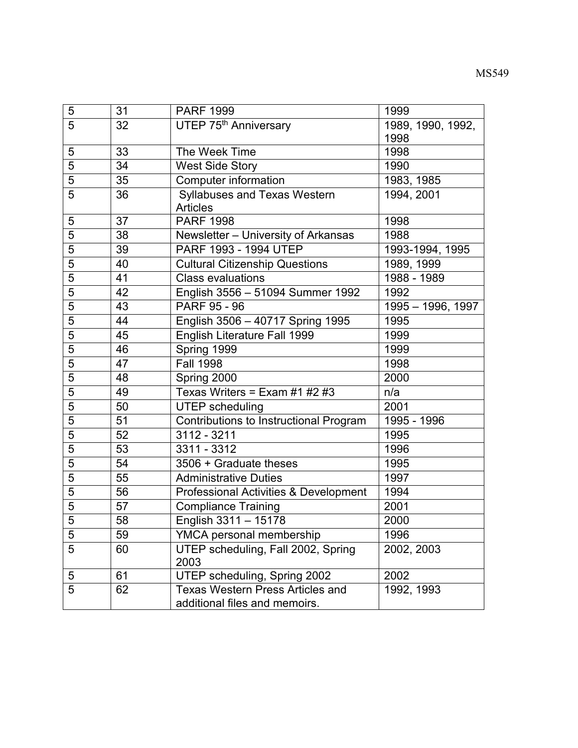| | | | |
|---|---|---|---|
| 5 | 31 | PARF 1999 | 1999 |
| 5 | 32 | UTEP 75th Anniversary | 1989, 1990, 1992, 1998 |
| 5 | 33 | The Week Time | 1998 |
| 5 | 34 | West Side Story | 1990 |
| 5 | 35 | Computer information | 1983, 1985 |
| 5 | 36 | Syllabuses and Texas Western Articles | 1994, 2001 |
| 5 | 37 | PARF 1998 | 1998 |
| 5 | 38 | Newsletter – University of Arkansas | 1988 |
| 5 | 39 | PARF 1993 - 1994 UTEP | 1993-1994, 1995 |
| 5 | 40 | Cultural Citizenship Questions | 1989, 1999 |
| 5 | 41 | Class evaluations | 1988 - 1989 |
| 5 | 42 | English 3556 – 51094 Summer 1992 | 1992 |
| 5 | 43 | PARF 95 - 96 | 1995 – 1996, 1997 |
| 5 | 44 | English 3506 – 40717 Spring 1995 | 1995 |
| 5 | 45 | English Literature Fall 1999 | 1999 |
| 5 | 46 | Spring 1999 | 1999 |
| 5 | 47 | Fall 1998 | 1998 |
| 5 | 48 | Spring 2000 | 2000 |
| 5 | 49 | Texas Writers = Exam #1 #2 #3 | n/a |
| 5 | 50 | UTEP scheduling | 2001 |
| 5 | 51 | Contributions to Instructional Program | 1995 - 1996 |
| 5 | 52 | 3112 - 3211 | 1995 |
| 5 | 53 | 3311 - 3312 | 1996 |
| 5 | 54 | 3506 + Graduate theses | 1995 |
| 5 | 55 | Administrative Duties | 1997 |
| 5 | 56 | Professional Activities & Development | 1994 |
| 5 | 57 | Compliance Training | 2001 |
| 5 | 58 | English 3311 – 15178 | 2000 |
| 5 | 59 | YMCA personal membership | 1996 |
| 5 | 60 | UTEP scheduling, Fall 2002, Spring 2003 | 2002, 2003 |
| 5 | 61 | UTEP scheduling, Spring 2002 | 2002 |
| 5 | 62 | Texas Western Press Articles and additional files and memoirs. | 1992, 1993 |